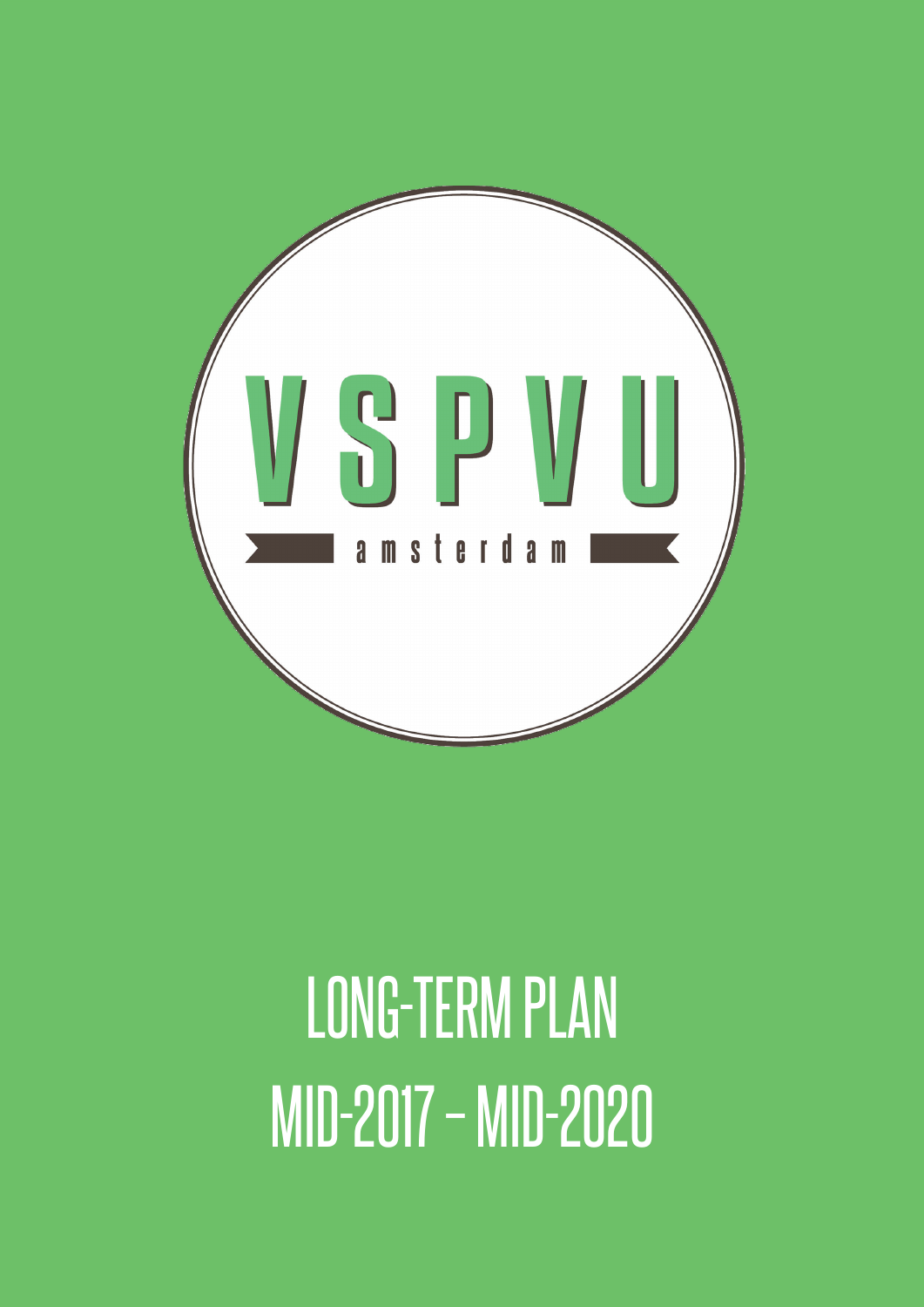VSPVU

amsterdam

# LONG-TERM PLAN

# MID-2017 – MID-2020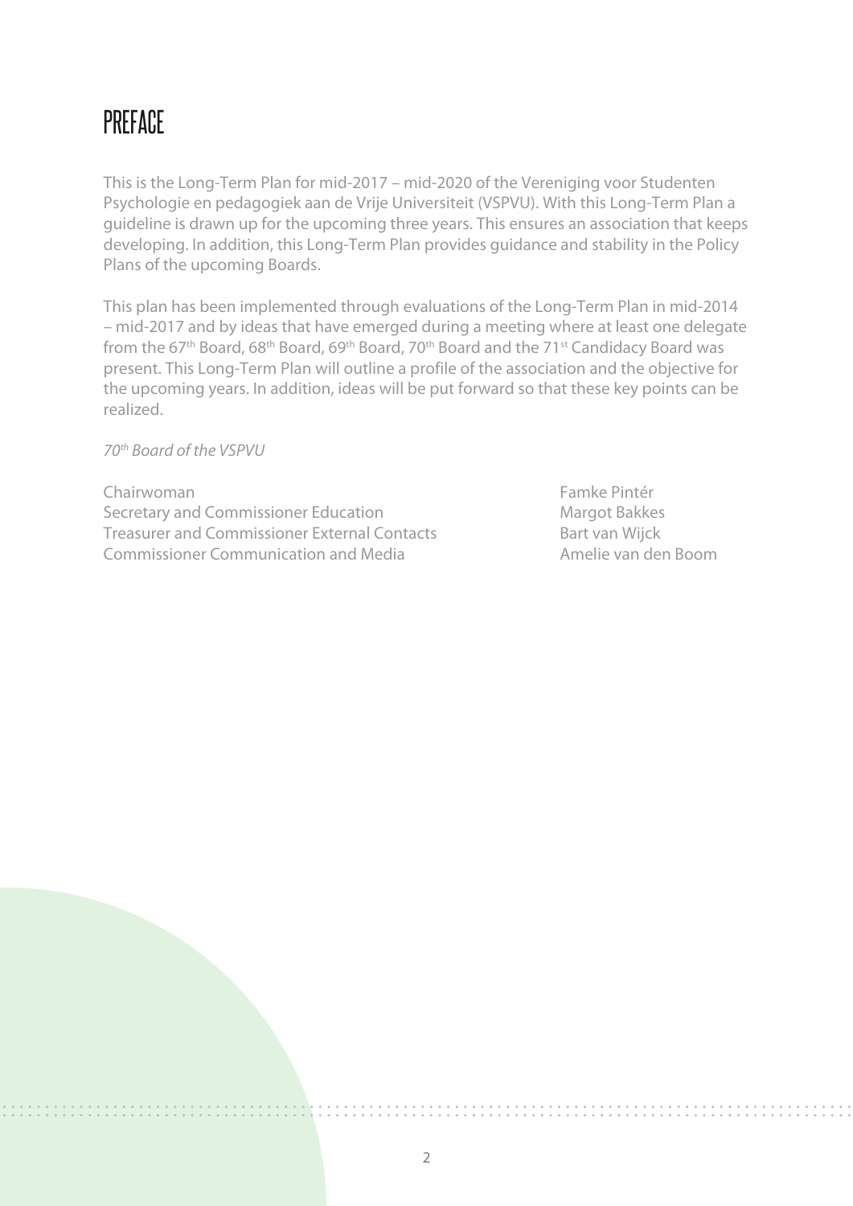# PREFACE

This is the Long-Term Plan for mid-2017 – mid-2020 of the Vereniging voor Studenten Psychologie en pedagogiek aan de Vrije Universiteit (VSPVU). With this Long-Term Plan a guideline is drawn up for the upcoming three years. This ensures an association that keeps developing. In addition, this Long-Term Plan provides guidance and stability in the Policy Plans of the upcoming Boards.

This plan has been implemented through evaluations of the Long-Term Plan in mid-2014 – mid-2017 and by ideas that have emerged during a meeting where at least one delegate from the 67th Board, 68th Board, 69th Board, 70th Board and the 71st Candidacy Board was present. This Long-Term Plan will outline a profile of the association and the objective for the upcoming years. In addition, ideas will be put forward so that these key points can be realized.

*70th Board of the VSPVU*

| | |
|---|---|
| Chairwoman | Famke Pintér |
| Secretary and Commissioner Education | Margot Bakkes |
| Treasurer and Commissioner External Contacts | Bart van Wijck |
| Commissioner Communication and Media | Amelie van den Boom |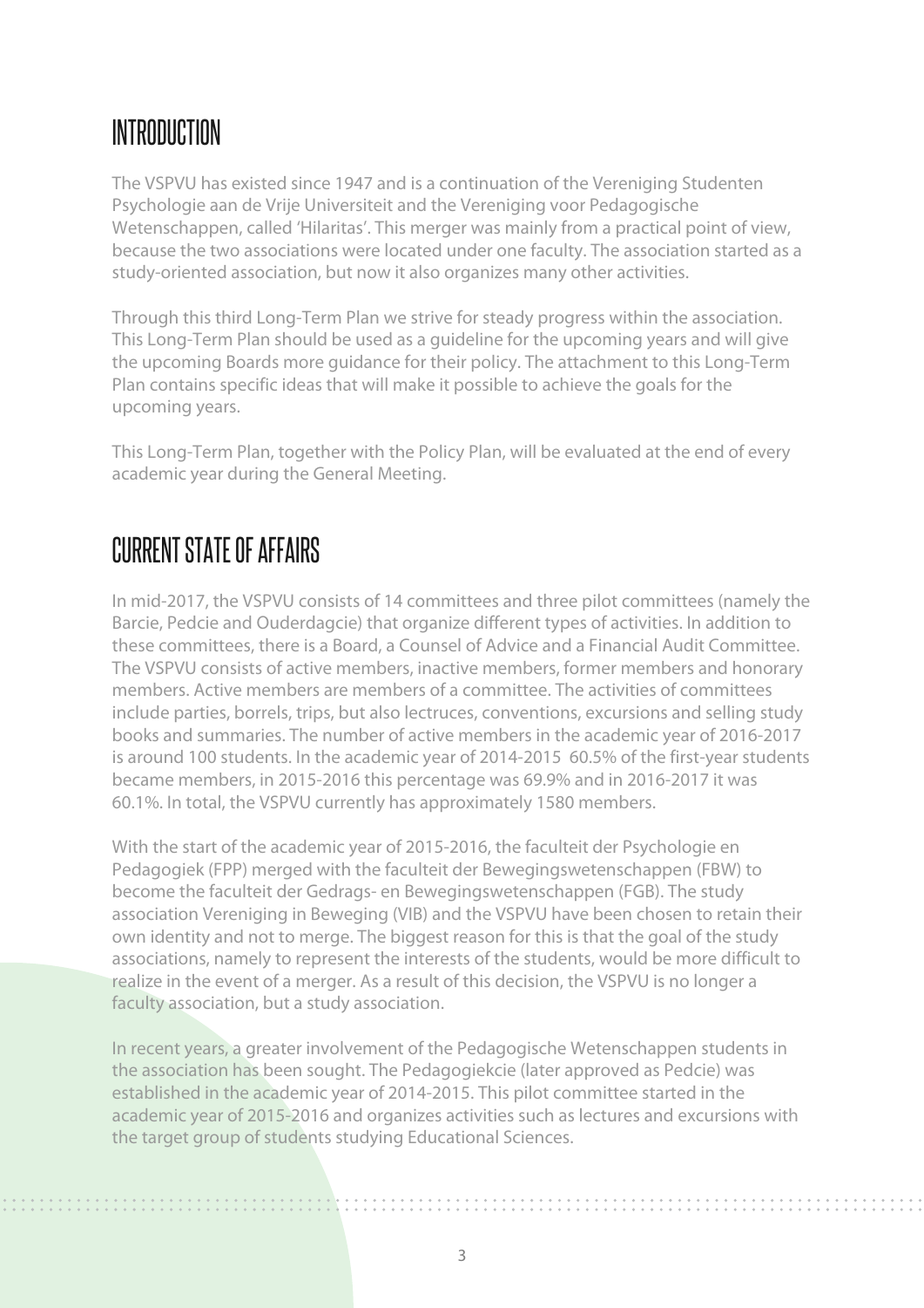# INTRODUCTION

The VSPVU has existed since 1947 and is a continuation of the Vereniging Studenten Psychologie aan de Vrije Universiteit and the Vereniging voor Pedagogische Wetenschappen, called 'Hilaritas'. This merger was mainly from a practical point of view, because the two associations were located under one faculty. The association started as a study-oriented association, but now it also organizes many other activities.

Through this third Long-Term Plan we strive for steady progress within the association. This Long-Term Plan should be used as a guideline for the upcoming years and will give the upcoming Boards more guidance for their policy. The attachment to this Long-Term Plan contains specific ideas that will make it possible to achieve the goals for the upcoming years.

This Long-Term Plan, together with the Policy Plan, will be evaluated at the end of every academic year during the General Meeting.

# CURRENT STATE OF AFFAIRS

In mid-2017, the VSPVU consists of 14 committees and three pilot committees (namely the Barcie, Pedcie and Ouderdagcie) that organize different types of activities. In addition to these committees, there is a Board, a Counsel of Advice and a Financial Audit Committee. The VSPVU consists of active members, inactive members, former members and honorary members. Active members are members of a committee. The activities of committees include parties, borrels, trips, but also lectruces, conventions, excursions and selling study books and summaries. The number of active members in the academic year of 2016-2017 is around 100 students. In the academic year of 2014-2015 60.5% of the first-year students became members, in 2015-2016 this percentage was 69.9% and in 2016-2017 it was 60.1%. In total, the VSPVU currently has approximately 1580 members.

With the start of the academic year of 2015-2016, the faculteit der Psychologie en Pedagogiek (FPP) merged with the faculteit der Bewegingswetenschappen (FBW) to become the faculteit der Gedrags- en Bewegingswetenschappen (FGB). The study association Vereniging in Beweging (VIB) and the VSPVU have been chosen to retain their own identity and not to merge. The biggest reason for this is that the goal of the study associations, namely to represent the interests of the students, would be more difficult to realize in the event of a merger. As a result of this decision, the VSPVU is no longer a faculty association, but a study association.

In recent years, a greater involvement of the Pedagogische Wetenschappen students in the association has been sought. The Pedagogiekcie (later approved as Pedcie) was established in the academic year of 2014-2015. This pilot committee started in the academic year of 2015-2016 and organizes activities such as lectures and excursions with the target group of students studying Educational Sciences.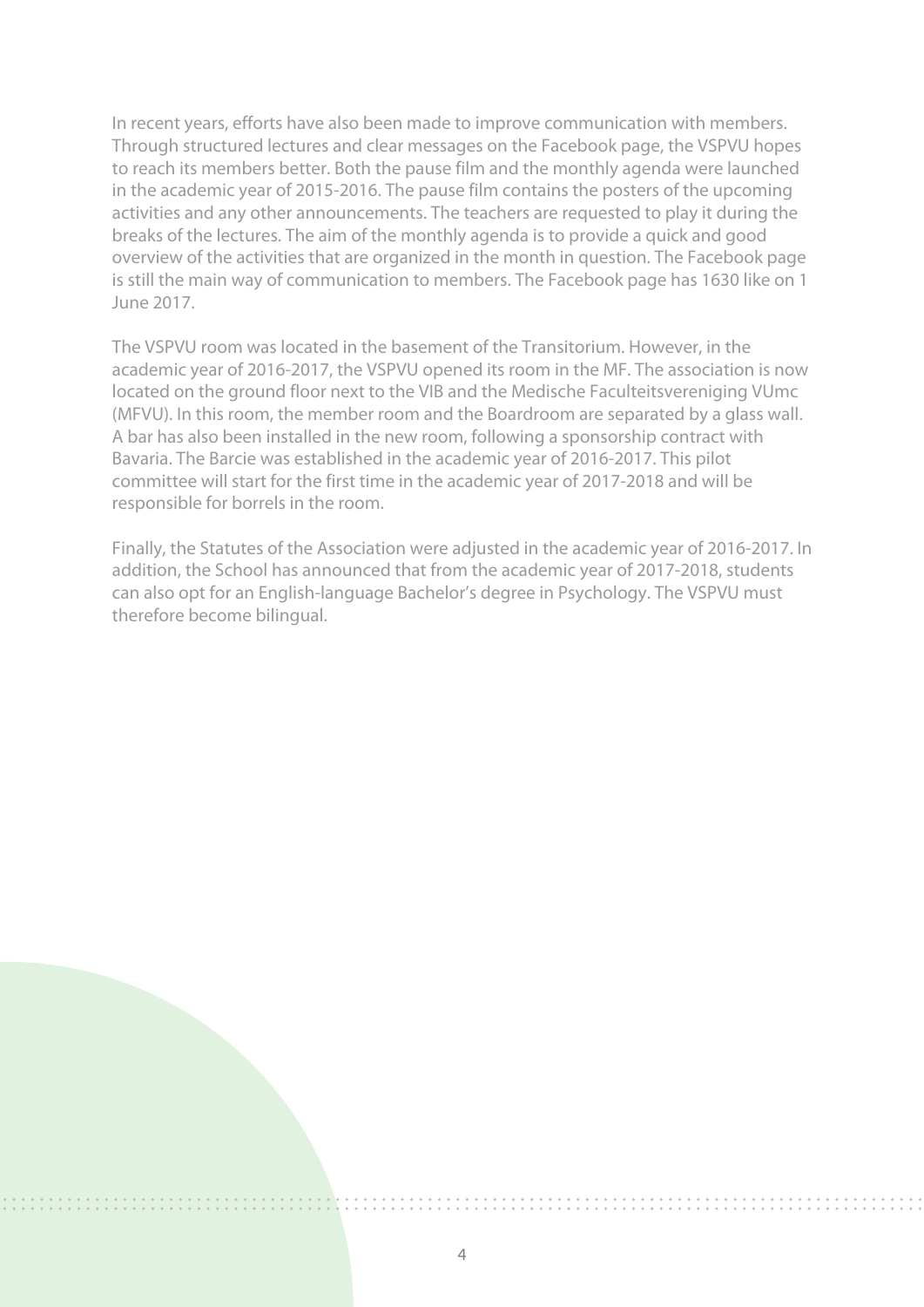In recent years, efforts have also been made to improve communication with members. Through structured lectures and clear messages on the Facebook page, the VSPVU hopes to reach its members better. Both the pause film and the monthly agenda were launched in the academic year of 2015-2016. The pause film contains the posters of the upcoming activities and any other announcements. The teachers are requested to play it during the breaks of the lectures. The aim of the monthly agenda is to provide a quick and good overview of the activities that are organized in the month in question. The Facebook page is still the main way of communication to members. The Facebook page has 1630 like on 1 June 2017.

The VSPVU room was located in the basement of the Transitorium. However, in the academic year of 2016-2017, the VSPVU opened its room in the MF. The association is now located on the ground floor next to the VIB and the Medische Faculteitsvereniging VUmc (MFVU). In this room, the member room and the Boardroom are separated by a glass wall. A bar has also been installed in the new room, following a sponsorship contract with Bavaria. The Barcie was established in the academic year of 2016-2017. This pilot committee will start for the first time in the academic year of 2017-2018 and will be responsible for borrels in the room.

Finally, the Statutes of the Association were adjusted in the academic year of 2016-2017. In addition, the School has announced that from the academic year of 2017-2018, students can also opt for an English-language Bachelor's degree in Psychology. The VSPVU must therefore become bilingual.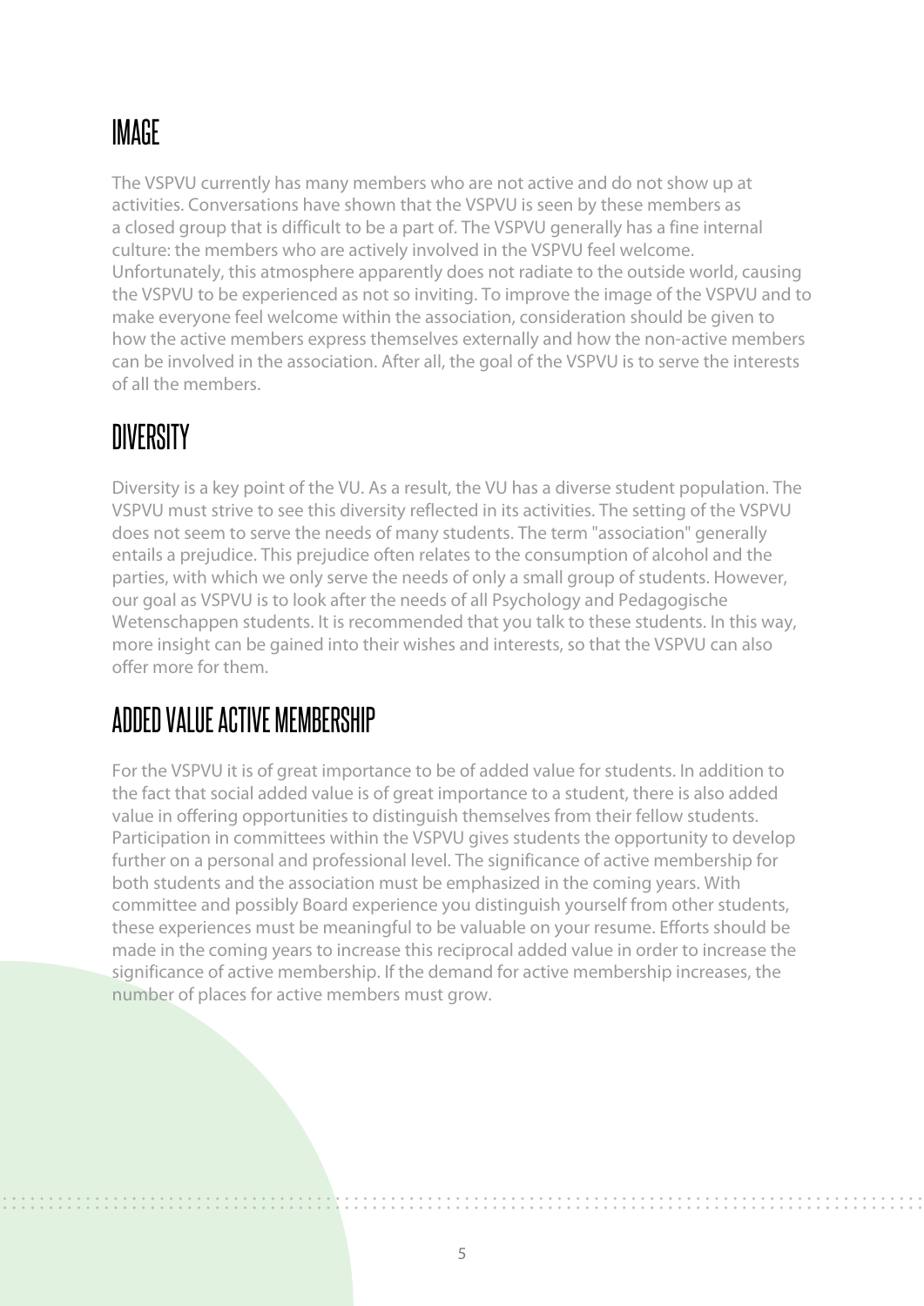## IMAGE

The VSPVU currently has many members who are not active and do not show up at activities. Conversations have shown that the VSPVU is seen by these members as a closed group that is difficult to be a part of. The VSPVU generally has a fine internal culture: the members who are actively involved in the VSPVU feel welcome. Unfortunately, this atmosphere apparently does not radiate to the outside world, causing the VSPVU to be experienced as not so inviting. To improve the image of the VSPVU and to make everyone feel welcome within the association, consideration should be given to how the active members express themselves externally and how the non-active members can be involved in the association. After all, the goal of the VSPVU is to serve the interests of all the members.

## DIVERSITY

Diversity is a key point of the VU. As a result, the VU has a diverse student population. The VSPVU must strive to see this diversity reflected in its activities. The setting of the VSPVU does not seem to serve the needs of many students. The term "association" generally entails a prejudice. This prejudice often relates to the consumption of alcohol and the parties, with which we only serve the needs of only a small group of students. However, our goal as VSPVU is to look after the needs of all Psychology and Pedagogische Wetenschappen students. It is recommended that you talk to these students. In this way, more insight can be gained into their wishes and interests, so that the VSPVU can also offer more for them.

## ADDED VALUE ACTIVE MEMBERSHIP

For the VSPVU it is of great importance to be of added value for students. In addition to the fact that social added value is of great importance to a student, there is also added value in offering opportunities to distinguish themselves from their fellow students. Participation in committees within the VSPVU gives students the opportunity to develop further on a personal and professional level. The significance of active membership for both students and the association must be emphasized in the coming years. With committee and possibly Board experience you distinguish yourself from other students, these experiences must be meaningful to be valuable on your resume. Efforts should be made in the coming years to increase this reciprocal added value in order to increase the significance of active membership. If the demand for active membership increases, the number of places for active members must grow.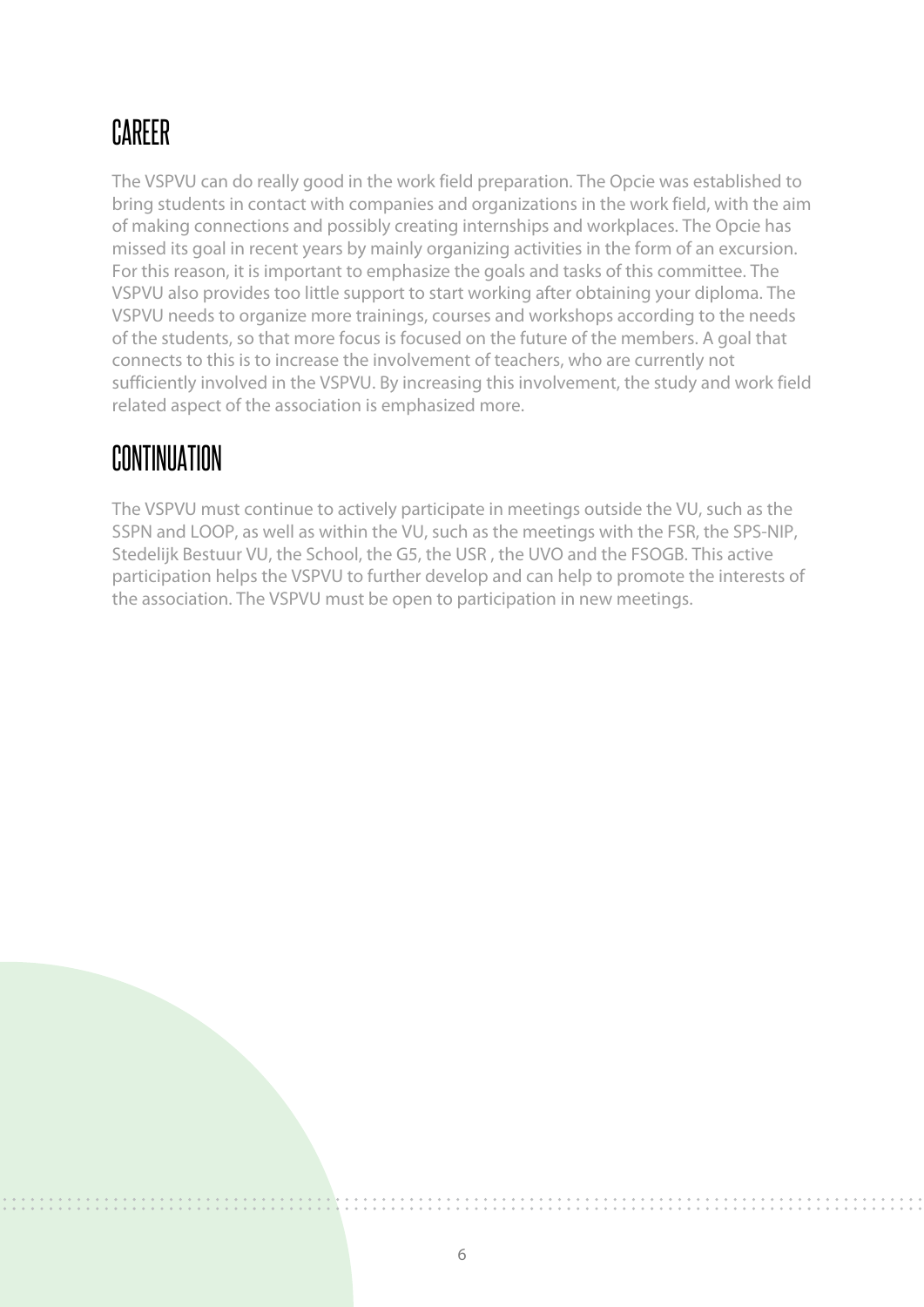## CAREER

The VSPVU can do really good in the work field preparation. The Opcie was established to bring students in contact with companies and organizations in the work field, with the aim of making connections and possibly creating internships and workplaces. The Opcie has missed its goal in recent years by mainly organizing activities in the form of an excursion. For this reason, it is important to emphasize the goals and tasks of this committee. The VSPVU also provides too little support to start working after obtaining your diploma. The VSPVU needs to organize more trainings, courses and workshops according to the needs of the students, so that more focus is focused on the future of the members. A goal that connects to this is to increase the involvement of teachers, who are currently not sufficiently involved in the VSPVU. By increasing this involvement, the study and work field related aspect of the association is emphasized more.

## CONTINUATION

The VSPVU must continue to actively participate in meetings outside the VU, such as the SSPN and LOOP, as well as within the VU, such as the meetings with the FSR, the SPS-NIP, Stedelijk Bestuur VU, the School, the G5, the USR , the UVO and the FSOGB. This active participation helps the VSPVU to further develop and can help to promote the interests of the association. The VSPVU must be open to participation in new meetings.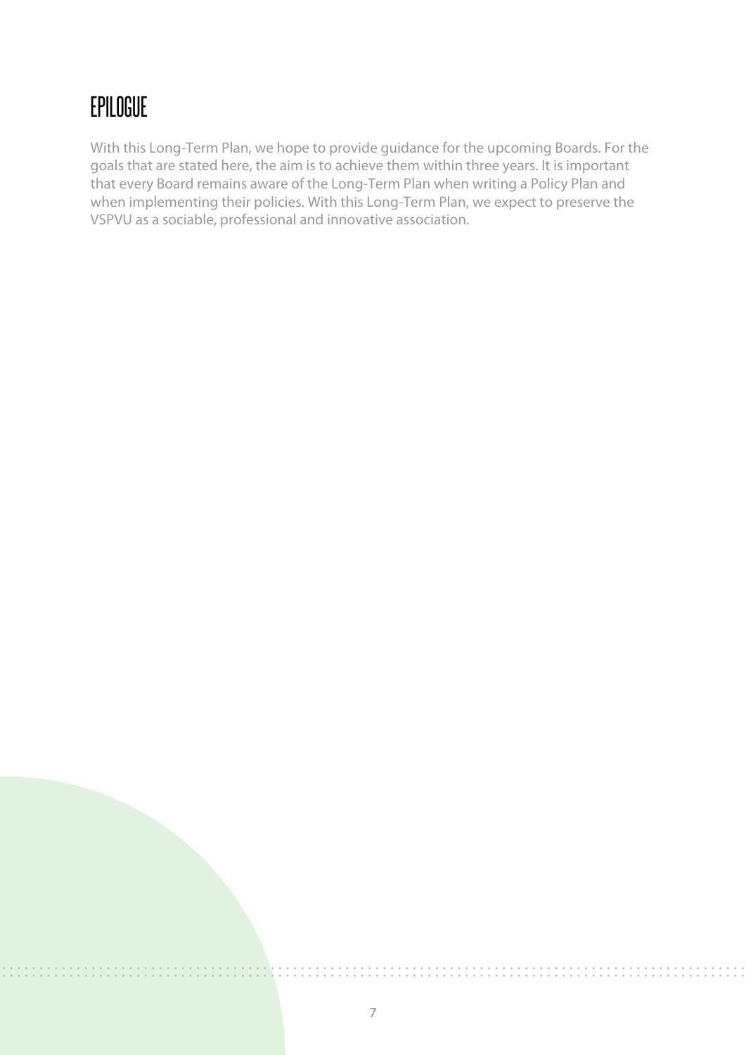# EPILOGUE

With this Long-Term Plan, we hope to provide guidance for the upcoming Boards. For the goals that are stated here, the aim is to achieve them within three years. It is important that every Board remains aware of the Long-Term Plan when writing a Policy Plan and when implementing their policies. With this Long-Term Plan, we expect to preserve the VSPVU as a sociable, professional and innovative association.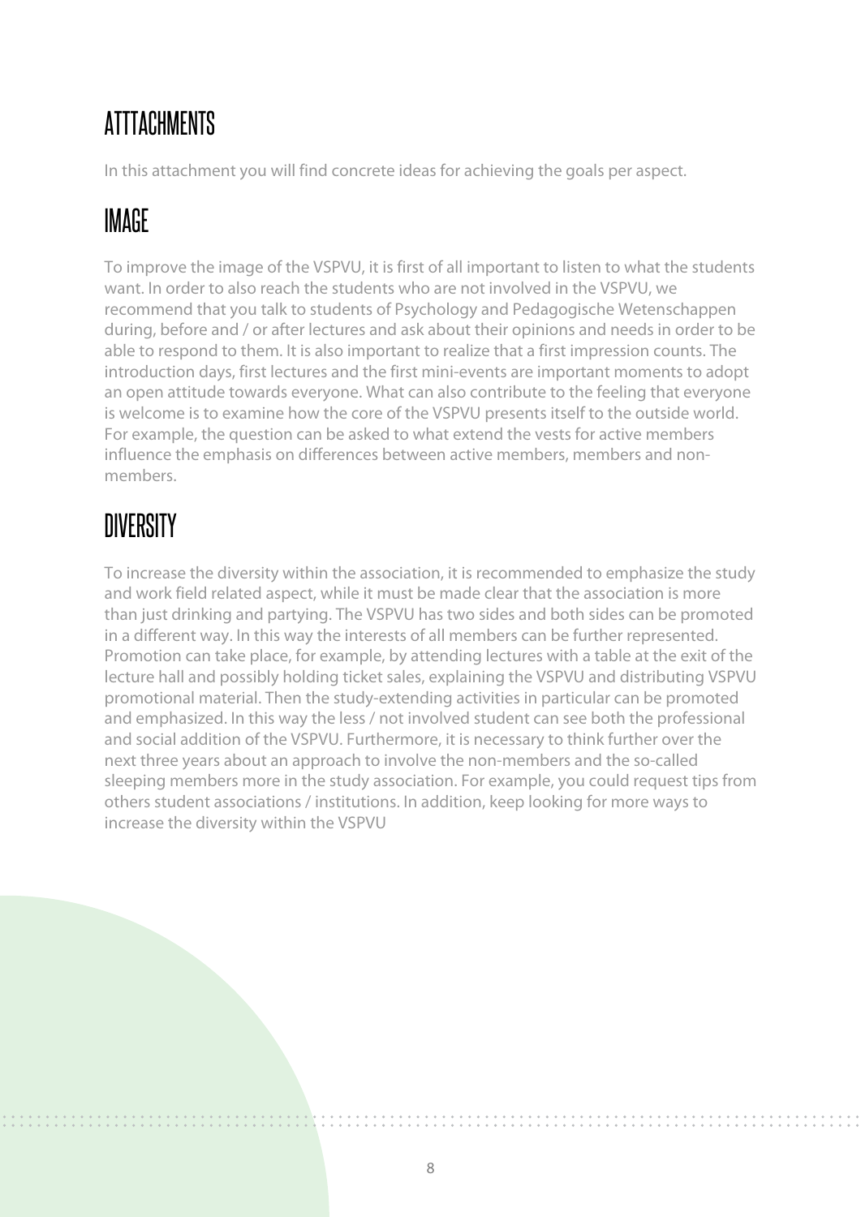# ATTTACHMENTS

In this attachment you will find concrete ideas for achieving the goals per aspect.

## IMAGE

To improve the image of the VSPVU, it is first of all important to listen to what the students want. In order to also reach the students who are not involved in the VSPVU, we recommend that you talk to students of Psychology and Pedagogische Wetenschappen during, before and / or after lectures and ask about their opinions and needs in order to be able to respond to them. It is also important to realize that a first impression counts. The introduction days, first lectures and the first mini-events are important moments to adopt an open attitude towards everyone. What can also contribute to the feeling that everyone is welcome is to examine how the core of the VSPVU presents itself to the outside world. For example, the question can be asked to what extend the vests for active members influence the emphasis on differences between active members, members and non-members.

## DIVERSITY

To increase the diversity within the association, it is recommended to emphasize the study and work field related aspect, while it must be made clear that the association is more than just drinking and partying. The VSPVU has two sides and both sides can be promoted in a different way. In this way the interests of all members can be further represented. Promotion can take place, for example, by attending lectures with a table at the exit of the lecture hall and possibly holding ticket sales, explaining the VSPVU and distributing VSPVU promotional material. Then the study-extending activities in particular can be promoted and emphasized. In this way the less / not involved student can see both the professional and social addition of the VSPVU. Furthermore, it is necessary to think further over the next three years about an approach to involve the non-members and the so-called sleeping members more in the study association. For example, you could request tips from others student associations / institutions. In addition, keep looking for more ways to increase the diversity within the VSPVU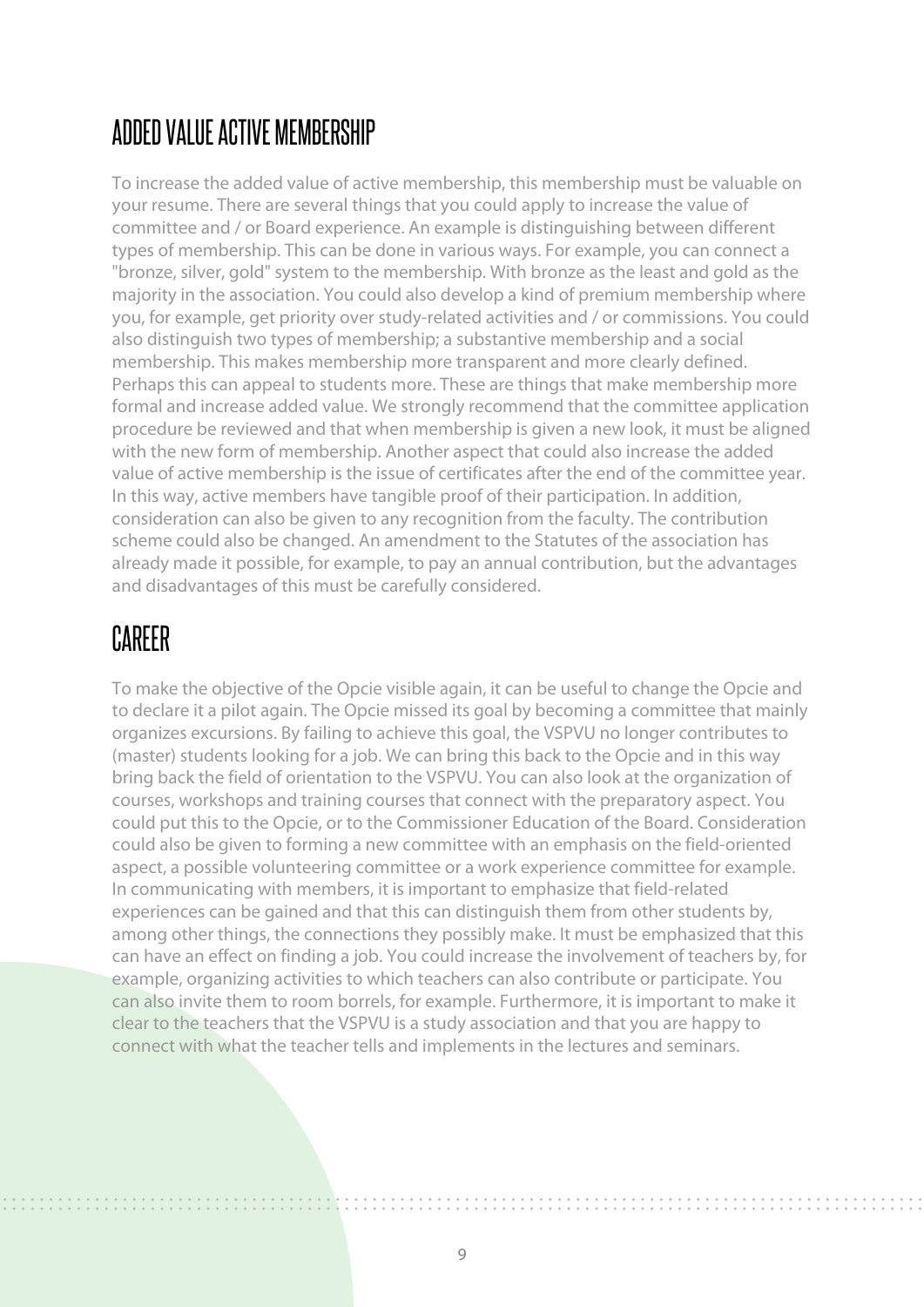## ADDED VALUE ACTIVE MEMBERSHIP

To increase the added value of active membership, this membership must be valuable on your resume. There are several things that you could apply to increase the value of committee and / or Board experience. An example is distinguishing between different types of membership. This can be done in various ways. For example, you can connect a "bronze, silver, gold" system to the membership. With bronze as the least and gold as the majority in the association. You could also develop a kind of premium membership where you, for example, get priority over study-related activities and / or commissions. You could also distinguish two types of membership; a substantive membership and a social membership. This makes membership more transparent and more clearly defined. Perhaps this can appeal to students more. These are things that make membership more formal and increase added value. We strongly recommend that the committee application procedure be reviewed and that when membership is given a new look, it must be aligned with the new form of membership. Another aspect that could also increase the added value of active membership is the issue of certificates after the end of the committee year. In this way, active members have tangible proof of their participation. In addition, consideration can also be given to any recognition from the faculty. The contribution scheme could also be changed. An amendment to the Statutes of the association has already made it possible, for example, to pay an annual contribution, but the advantages and disadvantages of this must be carefully considered.

## CAREER

To make the objective of the Opcie visible again, it can be useful to change the Opcie and to declare it a pilot again. The Opcie missed its goal by becoming a committee that mainly organizes excursions. By failing to achieve this goal, the VSPVU no longer contributes to (master) students looking for a job. We can bring this back to the Opcie and in this way bring back the field of orientation to the VSPVU. You can also look at the organization of courses, workshops and training courses that connect with the preparatory aspect. You could put this to the Opcie, or to the Commissioner Education of the Board. Consideration could also be given to forming a new committee with an emphasis on the field-oriented aspect, a possible volunteering committee or a work experience committee for example. In communicating with members, it is important to emphasize that field-related experiences can be gained and that this can distinguish them from other students by, among other things, the connections they possibly make. It must be emphasized that this can have an effect on finding a job. You could increase the involvement of teachers by, for example, organizing activities to which teachers can also contribute or participate. You can also invite them to room borrels, for example. Furthermore, it is important to make it clear to the teachers that the VSPVU is a study association and that you are happy to connect with what the teacher tells and implements in the lectures and seminars.